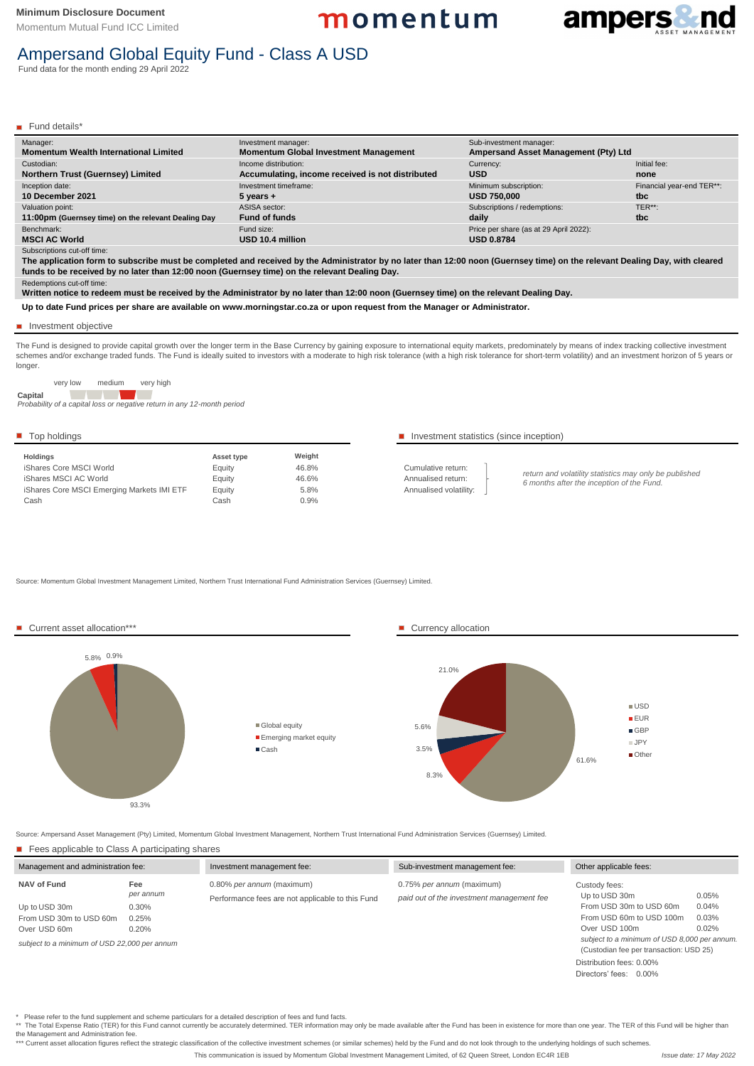**Minimum Disclosure Document**
Momentum Mutual Fund ICC Limited

momentum

ampers&nd ASSET MANAGEMENT

# Ampersand Global Equity Fund - Class A USD

Fund data for the month ending 29 April 2022

## Fund details*

| Manager: | Investment manager: | Sub-investment manager: | |
|---|---|---|---|
| **Momentum Wealth International Limited** | **Momentum Global Investment Management** | **Ampersand Asset Management (Pty) Ltd** | |
| Custodian: | Income distribution: | Currency: | Initial fee: |
| **Northern Trust (Guernsey) Limited** | **Accumulating, income received is not distributed** | **USD** | **none** |
| Inception date: | Investment timeframe: | Minimum subscription: | Financial year-end TER**: |
| **10 December 2021** | **5 years +** | **USD 750,000** | **tbc** |
| Valuation point: | ASISA sector: | Subscriptions / redemptions: | TER**: |
| **11:00pm (Guernsey time) on the relevant Dealing Day** | **Fund of funds** | **daily** | **tbc** |
| Benchmark: | Fund size: | Price per share (as at 29 April 2022): | |
| **MSCI AC World** | **USD 10.4 million** | **USD 0.8784** | |

Subscriptions cut-off time:

**The application form to subscribe must be completed and received by the Administrator by no later than 12:00 noon (Guernsey time) on the relevant Dealing Day, with cleared funds to be received by no later than 12:00 noon (Guernsey time) on the relevant Dealing Day.**

Redemptions cut-off time:

**Written notice to redeem must be received by the Administrator by no later than 12:00 noon (Guernsey time) on the relevant Dealing Day.**

**Up to date Fund prices per share are available on www.morningstar.co.za or upon request from the Manager or Administrator.**

## Investment objective

The Fund is designed to provide capital growth over the longer term in the Base Currency by gaining exposure to international equity markets, predominately by means of index tracking collective investment schemes and/or exchange traded funds. The Fund is ideally suited to investors with a moderate to high risk tolerance (with a high risk tolerance for short-term volatility) and an investment horizon of 5 years or longer.

very low — medium — very high

**Capital**

*Probability of a capital loss or negative return in any 12-month period*

## Top holdings

| Holdings | Asset type | Weight |
|---|---|---|
| iShares Core MSCI World | Equity | 46.8% |
| iShares MSCI AC World | Equity | 46.6% |
| iShares Core MSCI Emerging Markets IMI ETF | Equity | 5.8% |
| Cash | Cash | 0.9% |

## Investment statistics (since inception)

Cumulative return:
Annualised return:
Annualised volatility:

*return and volatility statistics may only be published 6 months after the inception of the Fund.*

Source: Momentum Global Investment Management Limited, Northern Trust International Fund Administration Services (Guernsey) Limited.

## Current asset allocation***

| Asset class | Allocation |
|---|---|
| Global equity | 93.3% |
| Emerging market equity | 5.8% |
| Cash | 0.9% |

## Currency allocation

| Currency | Allocation |
|---|---|
| USD | 61.6% |
| EUR | 8.3% |
| GBP | 3.5% |
| JPY | 5.6% |
| Other | 21.0% |

Source: Ampersand Asset Management (Pty) Limited, Momentum Global Investment Management, Northern Trust International Fund Administration Services (Guernsey) Limited.

## Fees applicable to Class A participating shares

**Management and administration fee:**

| NAV of Fund | Fee *per annum* |
|---|---|
| Up to USD 30m | 0.30% |
| From USD 30m to USD 60m | 0.25% |
| Over USD 60m | 0.20% |

*subject to a minimum of USD 22,000 per annum*

**Investment management fee:**

0.80% *per annum* (maximum)

Performance fees are not applicable to this Fund

**Sub-investment management fee:**

0.75% *per annum* (maximum)

*paid out of the investment management fee*

**Other applicable fees:**

Custody fees:

| | |
|---|---|
| Up to USD 30m | 0.05% |
| From USD 30m to USD 60m | 0.04% |
| From USD 60m to USD 100m | 0.03% |
| Over USD 100m | 0.02% |

*subject to a minimum of USD 8,000 per annum.*
(Custodian fee per transaction: USD 25)

Distribution fees: 0.00%

Directors' fees: 0.00%

\* Please refer to the fund supplement and scheme particulars for a detailed description of fees and fund facts.

** The Total Expense Ratio (TER) for this Fund cannot currently be accurately determined. TER information may only be made available after the Fund has been in existence for more than one year. The TER of this Fund will be higher than the Management and Administration fee.

*** Current asset allocation figures reflect the strategic classification of the collective investment schemes (or similar schemes) held by the Fund and do not look through to the underlying holdings of such schemes.

This communication is issued by Momentum Global Investment Management Limited, of 62 Queen Street, London EC4R 1EB

*Issue date: 17 May 2022*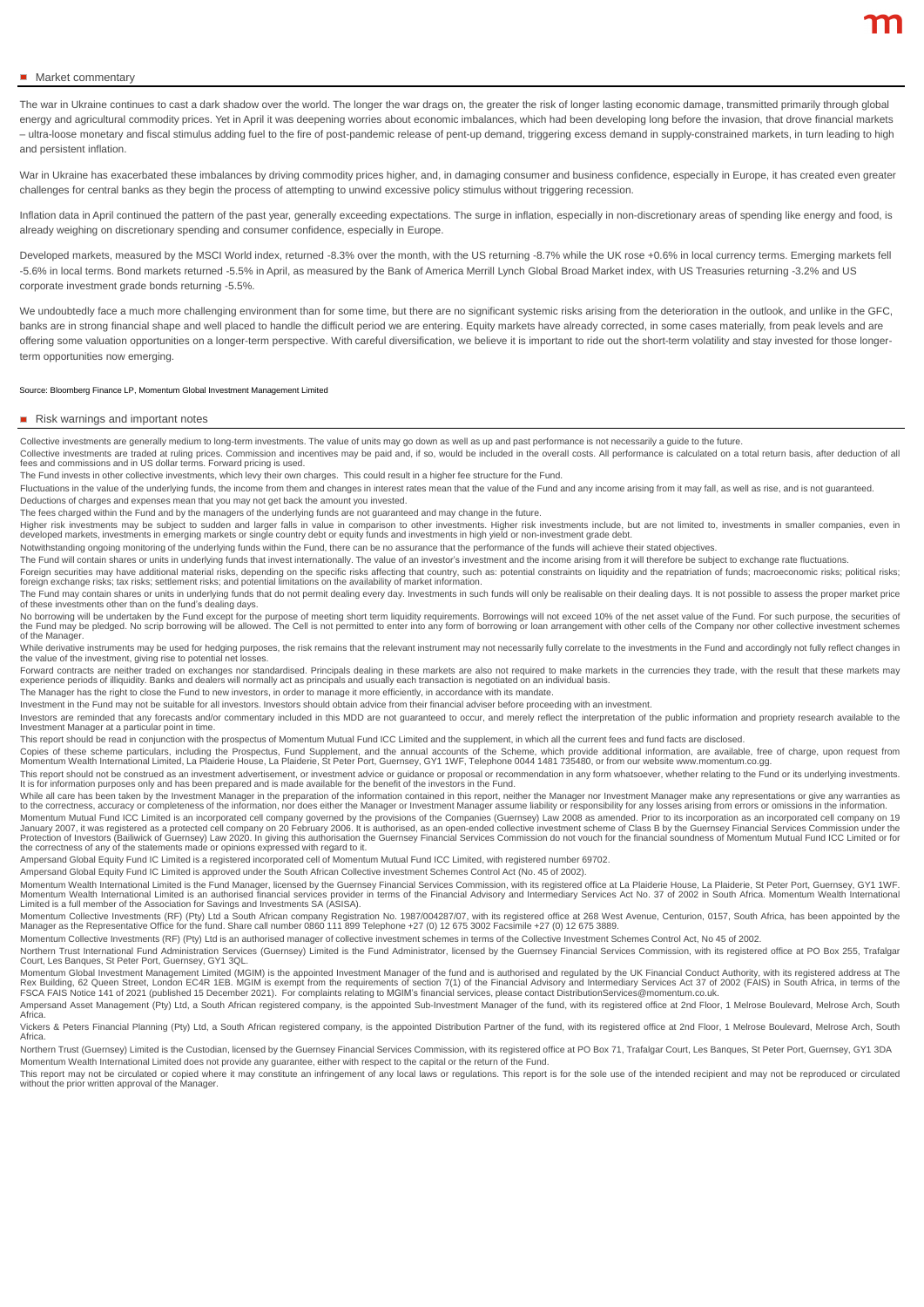## Market commentary

The war in Ukraine continues to cast a dark shadow over the world. The longer the war drags on, the greater the risk of longer lasting economic damage, transmitted primarily through global energy and agricultural commodity prices. Yet in April it was deepening worries about economic imbalances, which had been developing long before the invasion, that drove financial markets – ultra-loose monetary and fiscal stimulus adding fuel to the fire of post-pandemic release of pent-up demand, triggering excess demand in supply-constrained markets, in turn leading to high and persistent inflation.

War in Ukraine has exacerbated these imbalances by driving commodity prices higher, and, in damaging consumer and business confidence, especially in Europe, it has created even greater challenges for central banks as they begin the process of attempting to unwind excessive policy stimulus without triggering recession.

Inflation data in April continued the pattern of the past year, generally exceeding expectations. The surge in inflation, especially in non-discretionary areas of spending like energy and food, is already weighing on discretionary spending and consumer confidence, especially in Europe.

Developed markets, measured by the MSCI World index, returned -8.3% over the month, with the US returning -8.7% while the UK rose +0.6% in local currency terms. Emerging markets fell -5.6% in local terms. Bond markets returned -5.5% in April, as measured by the Bank of America Merrill Lynch Global Broad Market index, with US Treasuries returning -3.2% and US corporate investment grade bonds returning -5.5%.

We undoubtedly face a much more challenging environment than for some time, but there are no significant systemic risks arising from the deterioration in the outlook, and unlike in the GFC, banks are in strong financial shape and well placed to handle the difficult period we are entering. Equity markets have already corrected, in some cases materially, from peak levels and are offering some valuation opportunities on a longer-term perspective. With careful diversification, we believe it is important to ride out the short-term volatility and stay invested for those longer-term opportunities now emerging.

Source: Bloomberg Finance LP, Momentum Global Investment Management Limited

## Risk warnings and important notes

Collective investments are generally medium to long-term investments. The value of units may go down as well as up and past performance is not necessarily a guide to the future.

Collective investments are traded at ruling prices. Commission and incentives may be paid and, if so, would be included in the overall costs. All performance is calculated on a total return basis, after deduction of all fees and commissions and in US dollar terms. Forward pricing is used.

The Fund invests in other collective investments, which levy their own charges. This could result in a higher fee structure for the Fund.

Fluctuations in the value of the underlying funds, the income from them and changes in interest rates mean that the value of the Fund and any income arising from it may fall, as well as rise, and is not guaranteed. Deductions of charges and expenses mean that you may not get back the amount you invested.

The fees charged within the Fund and by the managers of the underlying funds are not guaranteed and may change in the future.

Higher risk investments may be subject to sudden and larger falls in value in comparison to other investments. Higher risk investments include, but are not limited to, investments in smaller companies, even in developed markets, investments in emerging markets or single country debt or equity funds and investments in high yield or non-investment grade debt.

Notwithstanding ongoing monitoring of the underlying funds within the Fund, there can be no assurance that the performance of the funds will achieve their stated objectives.

The Fund will contain shares or units in underlying funds that invest internationally. The value of an investor's investment and the income arising from it will therefore be subject to exchange rate fluctuations.

Foreign securities may have additional material risks, depending on the specific risks affecting that country, such as: potential constraints on liquidity and the repatriation of funds; macroeconomic risks; political risks; foreign exchange risks; tax risks; settlement risks; and potential limitations on the availability of market information.

The Fund may contain shares or units in underlying funds that do not permit dealing every day. Investments in such funds will only be realisable on their dealing days. It is not possible to assess the proper market price of these investments other than on the fund's dealing days.

No borrowing will be undertaken by the Fund except for the purpose of meeting short term liquidity requirements. Borrowings will not exceed 10% of the net asset value of the Fund. For such purpose, the securities of the Fund may be pledged. No scrip borrowing will be allowed. The Cell is not permitted to enter into any form of borrowing or loan arrangement with other cells of the Company nor other collective investment schemes of the Manager.

While derivative instruments may be used for hedging purposes, the risk remains that the relevant instrument may not necessarily fully correlate to the investments in the Fund and accordingly not fully reflect changes in the value of the investment, giving rise to potential net losses.

Forward contracts are neither traded on exchanges nor standardised. Principals dealing in these markets are also not required to make markets in the currencies they trade, with the result that these markets may experience periods of illiquidity. Banks and dealers will normally act as principals and usually each transaction is negotiated on an individual basis.

The Manager has the right to close the Fund to new investors, in order to manage it more efficiently, in accordance with its mandate.

Investment in the Fund may not be suitable for all investors. Investors should obtain advice from their financial adviser before proceeding with an investment.

Investors are reminded that any forecasts and/or commentary included in this MDD are not guaranteed to occur, and merely reflect the interpretation of the public information and propriety research available to the Investment Manager at a particular point in time.

This report should be read in conjunction with the prospectus of Momentum Mutual Fund ICC Limited and the supplement, in which all the current fees and fund facts are disclosed.

Copies of these scheme particulars, including the Prospectus, Fund Supplement, and the annual accounts of the Scheme, which provide additional information, are available, free of charge, upon request from Momentum Wealth International Limited, La Plaiderie House, La Plaiderie, St Peter Port, Guernsey, GY1 1WF, Telephone 0044 1481 735480, or from our website www.momentum.co.gg.

This report should not be construed as an investment advertisement, or investment advice or guidance or proposal or recommendation in any form whatsoever, whether relating to the Fund or its underlying investments. It is for information purposes only and has been prepared and is made available for the benefit of the investors in the Fund.

While all care has been taken by the Investment Manager in the preparation of the information contained in this report, neither the Manager nor Investment Manager make any representations or give any warranties as to the correctness, accuracy or completeness of the information, nor does either the Manager or Investment Manager assume liability or responsibility for any losses arising from errors or omissions in the information.

Momentum Mutual Fund ICC Limited is an incorporated cell company governed by the provisions of the Companies (Guernsey) Law 2008 as amended. Prior to its incorporation as an incorporated cell company on 19 January 2007, it was registered as a protected cell company on 20 February 2006. It is authorised, as an open-ended collective investment scheme of Class B by the Guernsey Financial Services Commission under the Protection of Investors (Bailiwick of Guernsey) Law 2020. In giving this authorisation the Guernsey Financial Services Commission do not vouch for the financial soundness of Momentum Mutual Fund ICC Limited or for the correctness of any of the statements made or opinions expressed with regard to it.

Ampersand Global Equity Fund IC Limited is a registered incorporated cell of Momentum Mutual Fund ICC Limited, with registered number 69702.

Ampersand Global Equity Fund IC Limited is approved under the South African Collective investment Schemes Control Act (No. 45 of 2002).

Momentum Wealth International Limited is the Fund Manager, licensed by the Guernsey Financial Services Commission, with its registered office at La Plaiderie House, La Plaiderie, St Peter Port, Guernsey, GY1 1WF. Momentum Wealth International Limited is an authorised financial services provider in terms of the Financial Advisory and Intermediary Services Act No. 37 of 2002 in South Africa. Momentum Wealth International Limited is a full member of the Association for Savings and Investments SA (ASISA).

Momentum Collective Investments (RF) (Pty) Ltd a South African company Registration No. 1987/004287/07, with its registered office at 268 West Avenue, Centurion, 0157, South Africa, has been appointed by the Manager as the Representative Office for the fund. Share call number 0860 111 899 Telephone +27 (0) 12 675 3002 Facsimile +27 (0) 12 675 3889.

Momentum Collective Investments (RF) (Pty) Ltd is an authorised manager of collective investment schemes in terms of the Collective Investment Schemes Control Act, No 45 of 2002.

Northern Trust International Fund Administration Services (Guernsey) Limited is the Fund Administrator, licensed by the Guernsey Financial Services Commission, with its registered office at PO Box 255, Trafalgar Court, Les Banques, St Peter Port, Guernsey, GY1 3QL.

Momentum Global Investment Management Limited (MGIM) is the appointed Investment Manager of the fund and is authorised and regulated by the UK Financial Conduct Authority, with its registered address at The Rex Building, 62 Queen Street, London EC4R 1EB. MGIM is exempt from the requirements of section 7(1) of the Financial Advisory and Intermediary Services Act 37 of 2002 (FAIS) in South Africa, in terms of the FSCA FAIS Notice 141 of 2021 (published 15 December 2021). For complaints relating to MGIM's financial services, please contact DistributionServices@momentum.co.uk.

Ampersand Asset Management (Pty) Ltd, a South African registered company, is the appointed Sub-Investment Manager of the fund, with its registered office at 2nd Floor, 1 Melrose Boulevard, Melrose Arch, South Africa.

Vickers & Peters Financial Planning (Pty) Ltd, a South African registered company, is the appointed Distribution Partner of the fund, with its registered office at 2nd Floor, 1 Melrose Boulevard, Melrose Arch, South Africa.

Northern Trust (Guernsey) Limited is the Custodian, licensed by the Guernsey Financial Services Commission, with its registered office at PO Box 71, Trafalgar Court, Les Banques, St Peter Port, Guernsey, GY1 3DA

Momentum Wealth International Limited does not provide any guarantee, either with respect to the capital or the return of the Fund.

This report may not be circulated or copied where it may constitute an infringement of any local laws or regulations. This report is for the sole use of the intended recipient and may not be reproduced or circulated without the prior written approval of the Manager.